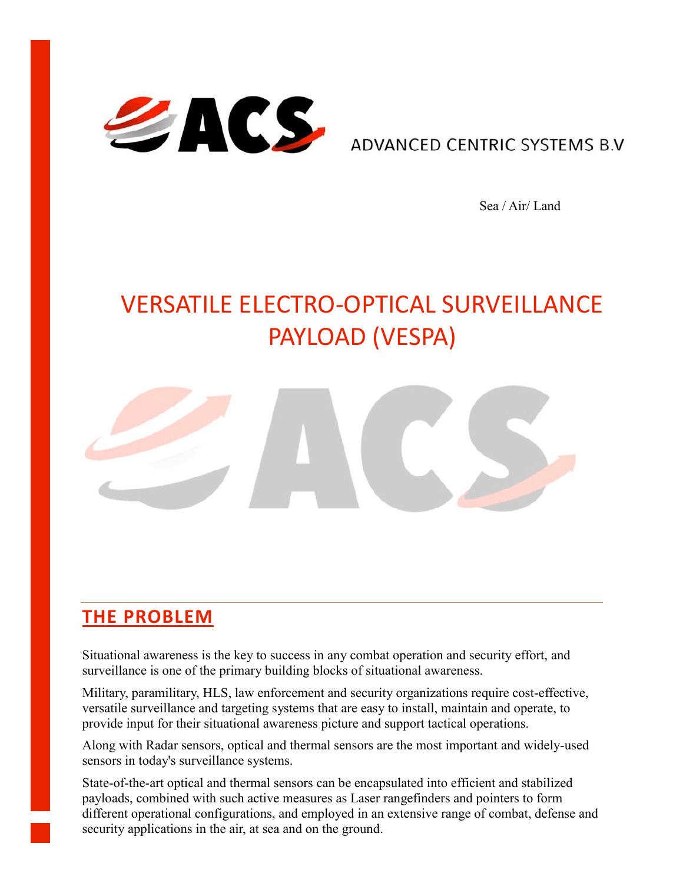ADVANCED CENTRIC SYSTEMS B.V

Sea / Air/ Land

# VERSATILE ELECTRO-OPTICAL SURVEILLANCE PAYLOAD (VESPA)

## THE PROBLEM

Situational awareness is the key to success in any combat operation and security effort, and surveillance is one of the primary building blocks of situational awareness.

Military, paramilitary, HLS, law enforcement and security organizations require cost-effective, versatile surveillance and targeting systems that are easy to install, maintain and operate, to provide input for their situational awareness picture and support tactical operations.

Along with Radar sensors, optical and thermal sensors are the most important and widely-used sensors in today's surveillance systems.

State-of-the-art optical and thermal sensors can be encapsulated into efficient and stabilized payloads, combined with such active measures as Laser rangefinders and pointers to form different operational configurations, and employed in an extensive range of combat, defense and security applications in the air, at sea and on the ground.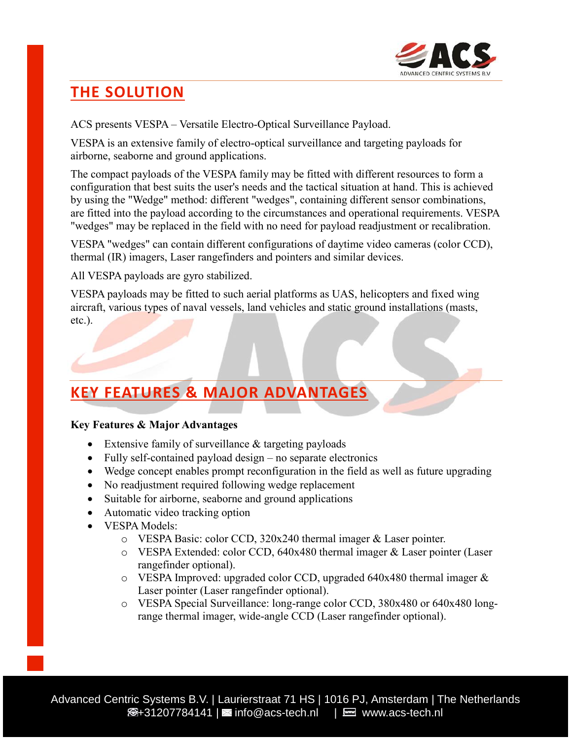## THE SOLUTION

ACS presents VESPA – Versatile Electro-Optical Surveillance Payload.

VESPA is an extensive family of electro-optical surveillance and targeting payloads for airborne, seaborne and ground applications.

The compact payloads of the VESPA family may be fitted with different resources to form a configuration that best suits the user's needs and the tactical situation at hand. This is achieved by using the "Wedge" method: different "wedges", containing different sensor combinations, are fitted into the payload according to the circumstances and operational requirements. VESPA "wedges" may be replaced in the field with no need for payload readjustment or recalibration.

VESPA "wedges" can contain different configurations of daytime video cameras (color CCD), thermal (IR) imagers, Laser rangefinders and pointers and similar devices.

All VESPA payloads are gyro stabilized.

VESPA payloads may be fitted to such aerial platforms as UAS, helicopters and fixed wing aircraft, various types of naval vessels, land vehicles and static ground installations (masts, etc.).

## KEY FEATURES & MAJOR ADVANTAGES

**Key Features & Major Advantages**

- Extensive family of surveillance & targeting payloads
- Fully self-contained payload design – no separate electronics
- Wedge concept enables prompt reconfiguration in the field as well as future upgrading
- No readjustment required following wedge replacement
- Suitable for airborne, seaborne and ground applications
- Automatic video tracking option
- VESPA Models:
  - VESPA Basic: color CCD, 320x240 thermal imager & Laser pointer.
  - VESPA Extended: color CCD, 640x480 thermal imager & Laser pointer (Laser rangefinder optional).
  - VESPA Improved: upgraded color CCD, upgraded 640x480 thermal imager & Laser pointer (Laser rangefinder optional).
  - VESPA Special Surveillance: long-range color CCD, 380x480 or 640x480 long-range thermal imager, wide-angle CCD (Laser rangefinder optional).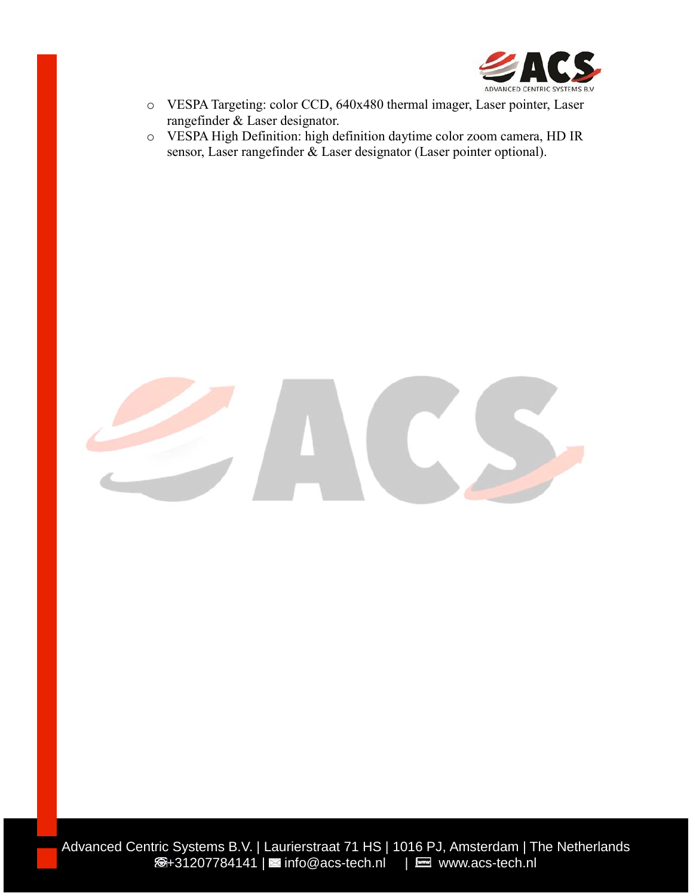- VESPA Targeting: color CCD, 640x480 thermal imager, Laser pointer, Laser rangefinder & Laser designator.
- VESPA High Definition: high definition daytime color zoom camera, HD IR sensor, Laser rangefinder & Laser designator (Laser pointer optional).